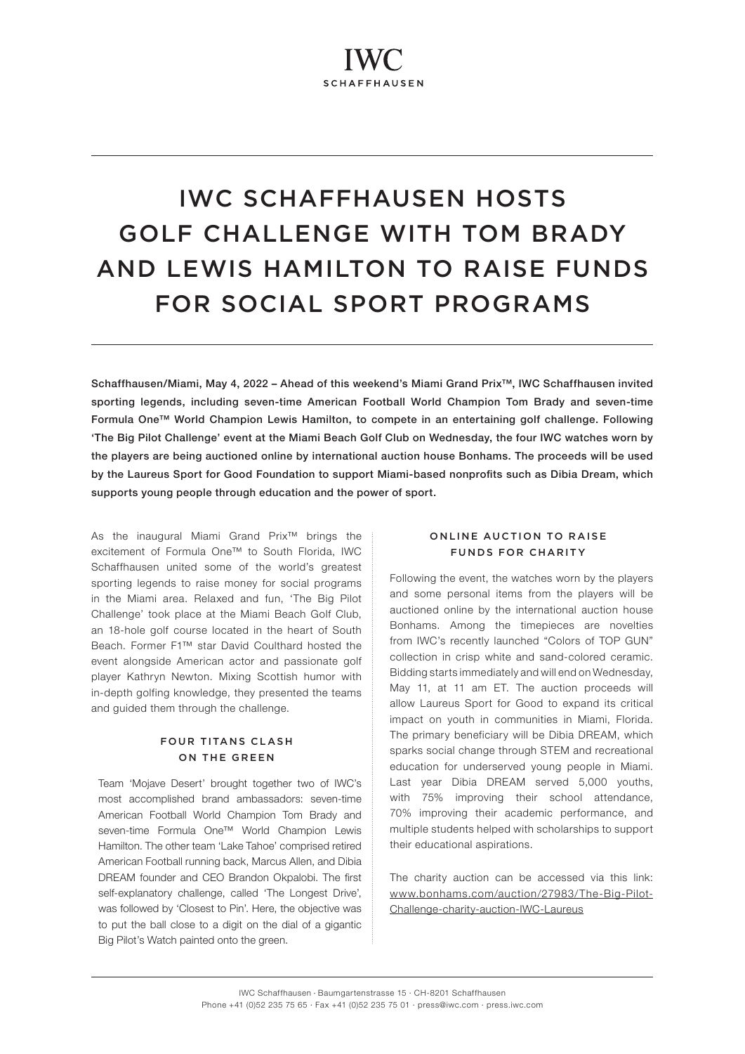IWC

SCHAFFHAUSEN

# IWC SCHAFFHAUSEN HOSTS GOLF CHALLENGE WITH TOM BRADY AND LEWIS HAMILTON TO RAISE FUNDS FOR SOCIAL SPORT PROGRAMS

**Schaffhausen/Miami, May 4, 2022 – Ahead of this weekend's Miami Grand Prix™, IWC Schaffhausen invited sporting legends, including seven-time American Football World Champion Tom Brady and seven-time Formula One™ World Champion Lewis Hamilton, to compete in an entertaining golf challenge. Following 'The Big Pilot Challenge' event at the Miami Beach Golf Club on Wednesday, the four IWC watches worn by the players are being auctioned online by international auction house Bonhams. The proceeds will be used by the Laureus Sport for Good Foundation to support Miami-based nonprofits such as Dibia Dream, which supports young people through education and the power of sport.**

As the inaugural Miami Grand Prix™ brings the excitement of Formula One™ to South Florida, IWC Schaffhausen united some of the world's greatest sporting legends to raise money for social programs in the Miami area. Relaxed and fun, 'The Big Pilot Challenge' took place at the Miami Beach Golf Club, an 18-hole golf course located in the heart of South Beach. Former F1™ star David Coulthard hosted the event alongside American actor and passionate golf player Kathryn Newton. Mixing Scottish humor with in-depth golfing knowledge, they presented the teams and guided them through the challenge.

## FOUR TITANS CLASH ON THE GREEN

Team 'Mojave Desert' brought together two of IWC's most accomplished brand ambassadors: seven-time American Football World Champion Tom Brady and seven-time Formula One™ World Champion Lewis Hamilton. The other team 'Lake Tahoe' comprised retired American Football running back, Marcus Allen, and Dibia DREAM founder and CEO Brandon Okpalobi. The first self-explanatory challenge, called 'The Longest Drive', was followed by 'Closest to Pin'. Here, the objective was to put the ball close to a digit on the dial of a gigantic Big Pilot's Watch painted onto the green.

## ONLINE AUCTION TO RAISE FUNDS FOR CHARITY

Following the event, the watches worn by the players and some personal items from the players will be auctioned online by the international auction house Bonhams. Among the timepieces are novelties from IWC's recently launched "Colors of TOP GUN" collection in crisp white and sand-colored ceramic. Bidding starts immediately and will end on Wednesday, May 11, at 11 am ET. The auction proceeds will allow Laureus Sport for Good to expand its critical impact on youth in communities in Miami, Florida. The primary beneficiary will be Dibia DREAM, which sparks social change through STEM and recreational education for underserved young people in Miami. Last year Dibia DREAM served 5,000 youths, with 75% improving their school attendance, 70% improving their academic performance, and multiple students helped with scholarships to support their educational aspirations.

The charity auction can be accessed via this link: [www.bonhams.com/auction/27983/The-Big-Pilot-Challenge-charity-auction-IWC-Laureus](www.bonhams.com/auction/27983/The-Big-Pilot-Challenge-charity-auction-IWC-Laureus)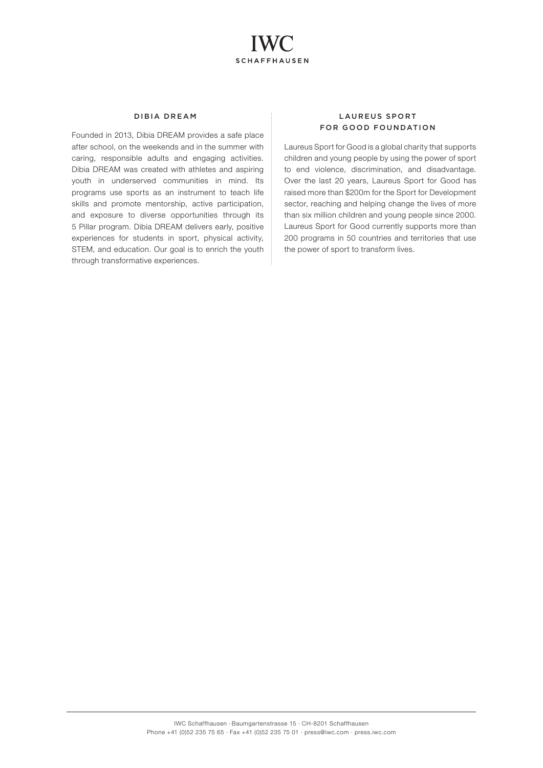## DIBIA DREAM

Founded in 2013, Dibia DREAM provides a safe place after school, on the weekends and in the summer with caring, responsible adults and engaging activities. Dibia DREAM was created with athletes and aspiring youth in underserved communities in mind. Its programs use sports as an instrument to teach life skills and promote mentorship, active participation, and exposure to diverse opportunities through its 5 Pillar program. Dibia DREAM delivers early, positive experiences for students in sport, physical activity, STEM, and education. Our goal is to enrich the youth through transformative experiences.

## LAUREUS SPORT FOR GOOD FOUNDATION

Laureus Sport for Good is a global charity that supports children and young people by using the power of sport to end violence, discrimination, and disadvantage. Over the last 20 years, Laureus Sport for Good has raised more than $200m for the Sport for Development sector, reaching and helping change the lives of more than six million children and young people since 2000. Laureus Sport for Good currently supports more than 200 programs in 50 countries and territories that use the power of sport to transform lives.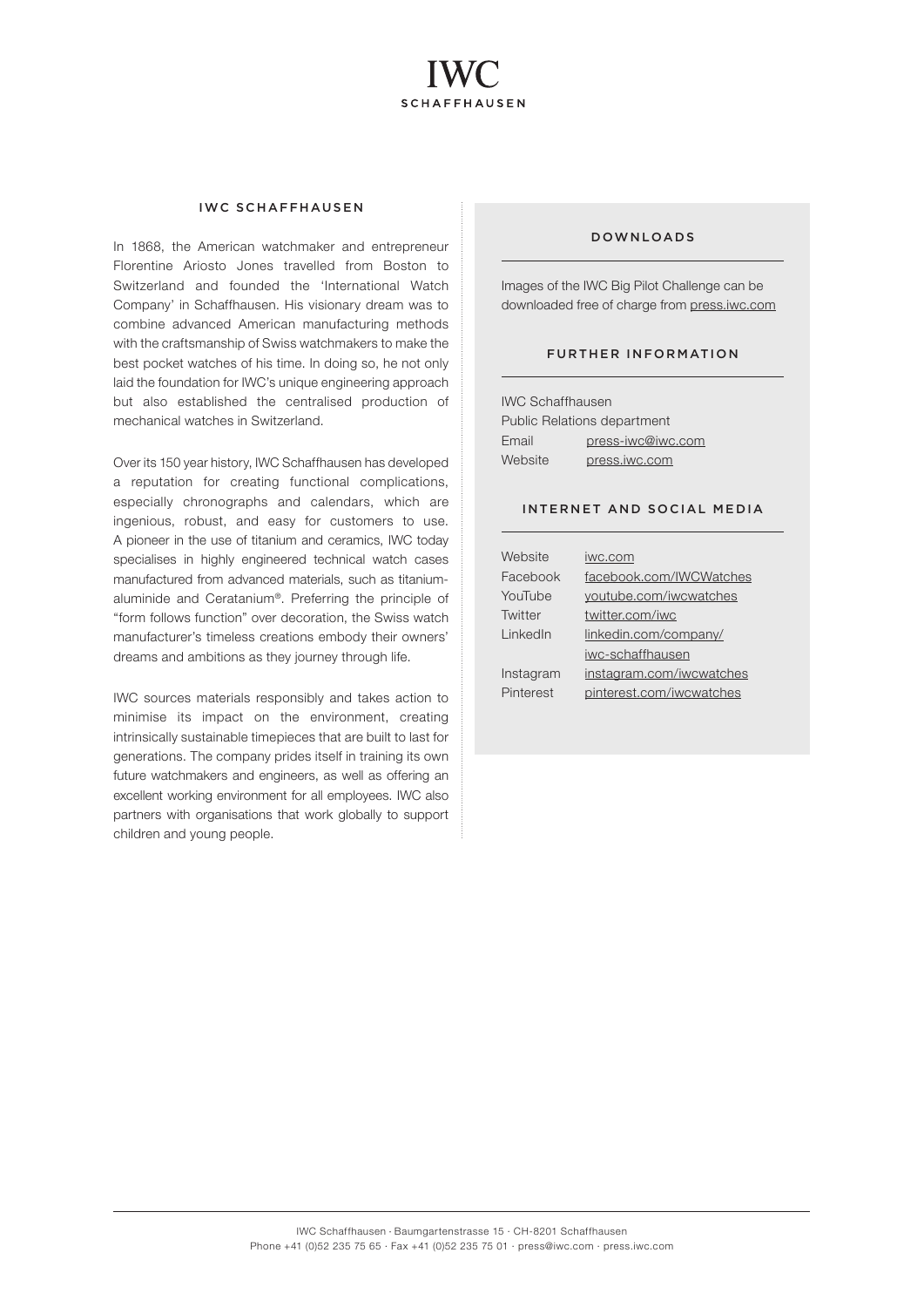## IWC SCHAFFHAUSEN

In 1868, the American watchmaker and entrepreneur Florentine Ariosto Jones travelled from Boston to Switzerland and founded the 'International Watch Company' in Schaffhausen. His visionary dream was to combine advanced American manufacturing methods with the craftsmanship of Swiss watchmakers to make the best pocket watches of his time. In doing so, he not only laid the foundation for IWC's unique engineering approach but also established the centralised production of mechanical watches in Switzerland.

Over its 150 year history, IWC Schaffhausen has developed a reputation for creating functional complications, especially chronographs and calendars, which are ingenious, robust, and easy for customers to use. A pioneer in the use of titanium and ceramics, IWC today specialises in highly engineered technical watch cases manufactured from advanced materials, such as titanium-aluminide and Ceratanium®. Preferring the principle of "form follows function" over decoration, the Swiss watch manufacturer's timeless creations embody their owners' dreams and ambitions as they journey through life.

IWC sources materials responsibly and takes action to minimise its impact on the environment, creating intrinsically sustainable timepieces that are built to last for generations. The company prides itself in training its own future watchmakers and engineers, as well as offering an excellent working environment for all employees. IWC also partners with organisations that work globally to support children and young people.

## DOWNLOADS

Images of the IWC Big Pilot Challenge can be downloaded free of charge from press.iwc.com

## FURTHER INFORMATION

IWC Schaffhausen
Public Relations department

| | |
|---|---|
| Email | press-iwc@iwc.com |
| Website | press.iwc.com |

## INTERNET AND SOCIAL MEDIA

| | |
|---|---|
| Website | iwc.com |
| Facebook | facebook.com/IWCWatches |
| YouTube | youtube.com/iwcwatches |
| Twitter | twitter.com/iwc |
| LinkedIn | linkedin.com/company/iwc-schaffhausen |
| Instagram | instagram.com/iwcwatches |
| Pinterest | pinterest.com/iwcwatches |

IWC Schaffhausen · Baumgartenstrasse 15 · CH-8201 Schaffhausen
Phone +41 (0)52 235 75 65 · Fax +41 (0)52 235 75 01 · press@iwc.com · press.iwc.com